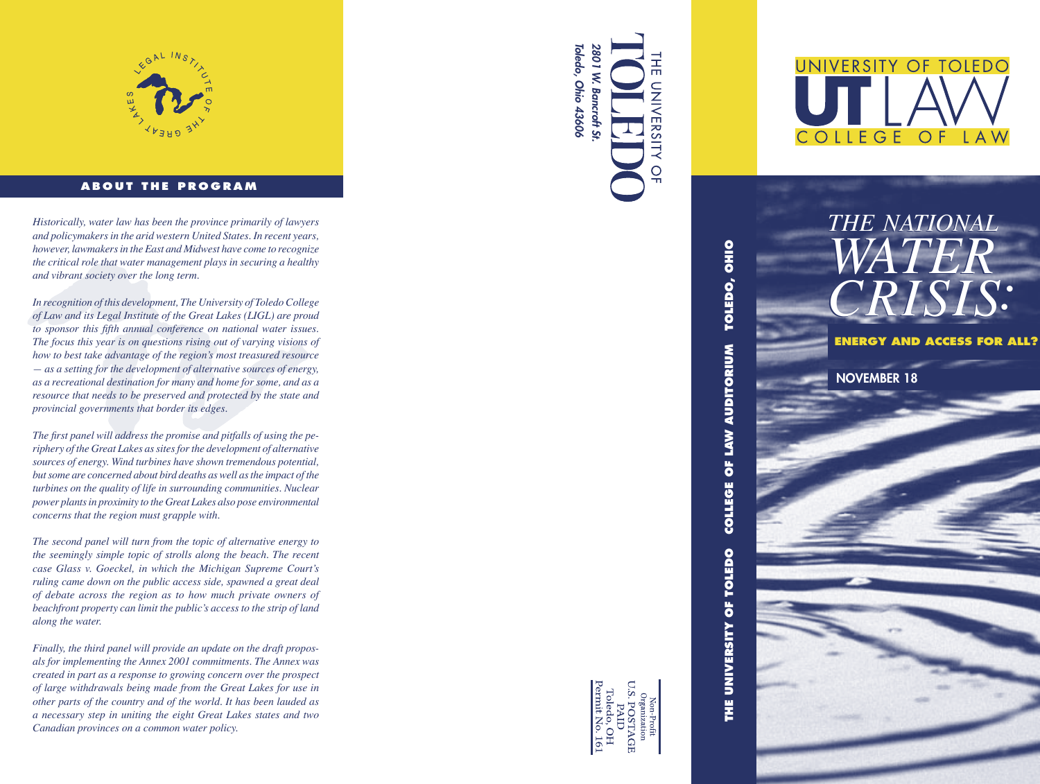LEGAL INSTITUTE OF THE GREAT LAKES

## ABOUT THE PROGRAM

*Historically, water law has been the province primarily of lawyers and policymakers in the arid western United States. In recent years, however, lawmakers in the East and Midwest have come to recognize the critical role that water management plays in securing a healthy and vibrant society over the long term.*

*In recognition of this development, The University of Toledo College of Law and its Legal Institute of the Great Lakes (LIGL) are proud to sponsor this fifth annual conference on national water issues. The focus this year is on questions rising out of varying visions of how to best take advantage of the region's most treasured resource — as a setting for the development of alternative sources of energy, as a recreational destination for many and home for some, and as a resource that needs to be preserved and protected by the state and provincial governments that border its edges.*

*The first panel will address the promise and pitfalls of using the periphery of the Great Lakes as sites for the development of alternative sources of energy. Wind turbines have shown tremendous potential, but some are concerned about bird deaths as well as the impact of the turbines on the quality of life in surrounding communities. Nuclear power plants in proximity to the Great Lakes also pose environmental concerns that the region must grapple with.*

*The second panel will turn from the topic of alternative energy to the seemingly simple topic of strolls along the beach. The recent case Glass v. Goeckel, in which the Michigan Supreme Court's ruling came down on the public access side, spawned a great deal of debate across the region as to how much private owners of beachfront property can limit the public's access to the strip of land along the water.*

*Finally, the third panel will provide an update on the draft proposals for implementing the Annex 2001 commitments. The Annex was created in part as a response to growing concern over the prospect of large withdrawals being made from the Great Lakes for use in other parts of the country and of the world. It has been lauded as a necessary step in uniting the eight Great Lakes states and two Canadian provinces on a common water policy.*

THE UNIVERSITY OF
**TOLEDO**
***2801 W. Bancroft St.***
***Toledo, Ohio 43606***

Non-Profit
Organization
U.S. POSTAGE
PAID
Toledo, OH
Permit No. 161

**THE UNIVERSITY OF TOLEDO COLLEGE OF LAW AUDITORIUM TOLEDO, OHIO**

UNIVERSITY OF TOLEDO
UT LAW
COLLEGE OF LAW

# *THE NATIONAL WATER CRISIS:*

## ENERGY AND ACCESS FOR ALL?

NOVEMBER 18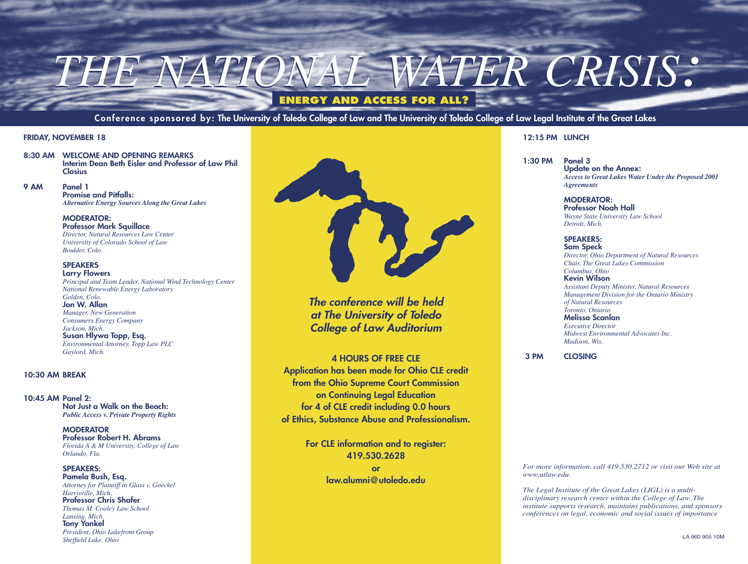# *THE NATIONAL WATER CRISIS:*

## ENERGY AND ACCESS FOR ALL?

**Conference sponsored by:** The University of Toledo College of Law and The University of Toledo College of Law Legal Institute of the Great Lakes

**FRIDAY, NOVEMBER 18**

**8:30 AM WELCOME AND OPENING REMARKS**
**Interim Dean Beth Eisler and Professor of Law Phil Closius**

**9 AM Panel 1**
**Promise and Pitfalls:**
***Alternative Energy Sources Along the Great Lakes***

**MODERATOR:**
**Professor Mark Squillace**
*Director, Natural Resources Law Center*
*University of Colorado School of Law*
*Boulder, Colo.*

**SPEAKERS**
**Larry Flowers**
*Principal and Team Leader, National Wind Technology Center*
*National Renewable Energy Laboratory*
*Golden, Colo.*
**Jon W. Allan**
*Manager, New Generation*
*Consumers Energy Company*
*Jackson, Mich.*
**Susan Hlywa Topp, Esq.**
*Environmental Attorney, Topp Law PLC*
*Gaylord, Mich.*

**10:30 AM BREAK**

**10:45 AM Panel 2:**
**Not Just a Walk on the Beach:**
***Public Access v. Private Property Rights***

**MODERATOR**
**Professor Robert H. Abrams**
*Florida A & M University, College of Law*
*Orlando, Fla.*

**SPEAKERS:**
**Pamela Bush, Esq.**
*Attorney for Plaintiff in Glass v. Goeckel*
*Harrisville, Mich.*
**Professor Chris Shafer**
*Thomas M. Cooley Law School*
*Lansing, Mich.*
**Tony Yankel**
*President, Ohio Lakefront Group*
*Sheffield Lake, Ohio*

***The conference will be held at The University of Toledo College of Law Auditorium***

**4 HOURS OF FREE CLE**
**Application has been made for Ohio CLE credit from the Ohio Supreme Court Commission on Continuing Legal Education for 4 of CLE credit including 0.0 hours of Ethics, Substance Abuse and Professionalism.**

**For CLE information and to register:**
**419.530.2628**
**or**
**law.alumni@utoledo.edu**

**12:15 PM LUNCH**

**1:30 PM Panel 3**
**Update on the Annex:**
***Access to Great Lakes Water Under the Proposed 2001 Agreements***

**MODERATOR:**
**Professor Noah Hall**
*Wayne State University Law School*
*Detroit, Mich.*

**SPEAKERS:**
**Sam Speck**
*Director, Ohio Department of Natural Resources*
*Chair, The Great Lakes Commission*
*Columbus, Ohio*
**Kevin Wilson**
*Assistant Deputy Minister, Natural Resources Management Division for the Ontario Ministry of Natural Resources*
*Toronto, Ontario*
**Melissa Scanlan**
*Executive Director*
*Midwest Environmental Advocates Inc.*
*Madison, Wis.*

**3 PM CLOSING**

*For more information, call 419.530.2712 or visit our Web site at www.utlaw.edu.*

*The Legal Institute of the Great Lakes (LIGL) is a multi-disciplinary research center within the College of Law. The institute supports research, maintains publications, and sponsors conferences on legal, economic and social issues of importance*

LA 960 905 10M